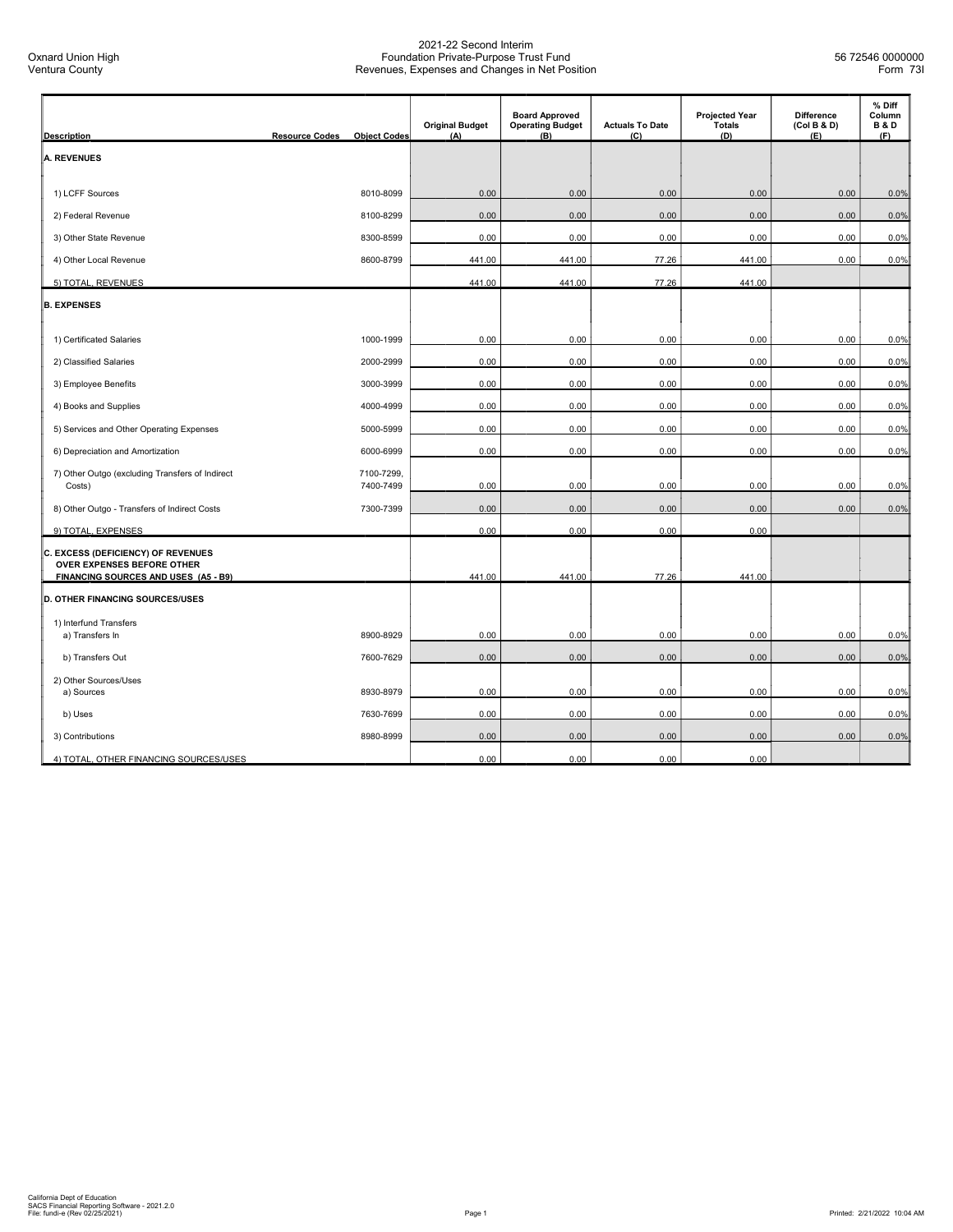Oxnard Union High
Ventura County

2021-22 Second Interim
Foundation Private-Purpose Trust Fund
Revenues, Expenses and Changes in Net Position

56 72546 0000000
Form 73I

| Description | Resource Codes | Object Codes | Original Budget (A) | Board Approved Operating Budget (B) | Actuals To Date (C) | Projected Year Totals (D) | Difference (Col B & D) (E) | % Diff Column B & D (F) |
|---|---|---|---|---|---|---|---|---|
| **A. REVENUES** | | | | | | | | |
| 1) LCFF Sources | | 8010-8099 | 0.00 | 0.00 | 0.00 | 0.00 | 0.00 | 0.0% |
| 2) Federal Revenue | | 8100-8299 | 0.00 | 0.00 | 0.00 | 0.00 | 0.00 | 0.0% |
| 3) Other State Revenue | | 8300-8599 | 0.00 | 0.00 | 0.00 | 0.00 | 0.00 | 0.0% |
| 4) Other Local Revenue | | 8600-8799 | 441.00 | 441.00 | 77.26 | 441.00 | 0.00 | 0.0% |
| 5) TOTAL, REVENUES | | | 441.00 | 441.00 | 77.26 | 441.00 | | |
| **B. EXPENSES** | | | | | | | | |
| 1) Certificated Salaries | | 1000-1999 | 0.00 | 0.00 | 0.00 | 0.00 | 0.00 | 0.0% |
| 2) Classified Salaries | | 2000-2999 | 0.00 | 0.00 | 0.00 | 0.00 | 0.00 | 0.0% |
| 3) Employee Benefits | | 3000-3999 | 0.00 | 0.00 | 0.00 | 0.00 | 0.00 | 0.0% |
| 4) Books and Supplies | | 4000-4999 | 0.00 | 0.00 | 0.00 | 0.00 | 0.00 | 0.0% |
| 5) Services and Other Operating Expenses | | 5000-5999 | 0.00 | 0.00 | 0.00 | 0.00 | 0.00 | 0.0% |
| 6) Depreciation and Amortization | | 6000-6999 | 0.00 | 0.00 | 0.00 | 0.00 | 0.00 | 0.0% |
| 7) Other Outgo (excluding Transfers of Indirect Costs) | | 7100-7299, 7400-7499 | 0.00 | 0.00 | 0.00 | 0.00 | 0.00 | 0.0% |
| 8) Other Outgo - Transfers of Indirect Costs | | 7300-7399 | 0.00 | 0.00 | 0.00 | 0.00 | 0.00 | 0.0% |
| 9) TOTAL, EXPENSES | | | 0.00 | 0.00 | 0.00 | 0.00 | | |
| **C. EXCESS (DEFICIENCY) OF REVENUES OVER EXPENSES BEFORE OTHER FINANCING SOURCES AND USES (A5 - B9)** | | | 441.00 | 441.00 | 77.26 | 441.00 | | |
| **D. OTHER FINANCING SOURCES/USES** | | | | | | | | |
| 1) Interfund Transfers a) Transfers In | | 8900-8929 | 0.00 | 0.00 | 0.00 | 0.00 | 0.00 | 0.0% |
| b) Transfers Out | | 7600-7629 | 0.00 | 0.00 | 0.00 | 0.00 | 0.00 | 0.0% |
| 2) Other Sources/Uses a) Sources | | 8930-8979 | 0.00 | 0.00 | 0.00 | 0.00 | 0.00 | 0.0% |
| b) Uses | | 7630-7699 | 0.00 | 0.00 | 0.00 | 0.00 | 0.00 | 0.0% |
| 3) Contributions | | 8980-8999 | 0.00 | 0.00 | 0.00 | 0.00 | 0.00 | 0.0% |
| 4) TOTAL, OTHER FINANCING SOURCES/USES | | | 0.00 | 0.00 | 0.00 | 0.00 | | |

California Dept of Education
SACS Financial Reporting Software - 2021.2.0
File: fundi-e (Rev 02/25/2021)

Printed: 2/21/2022 10:04 AM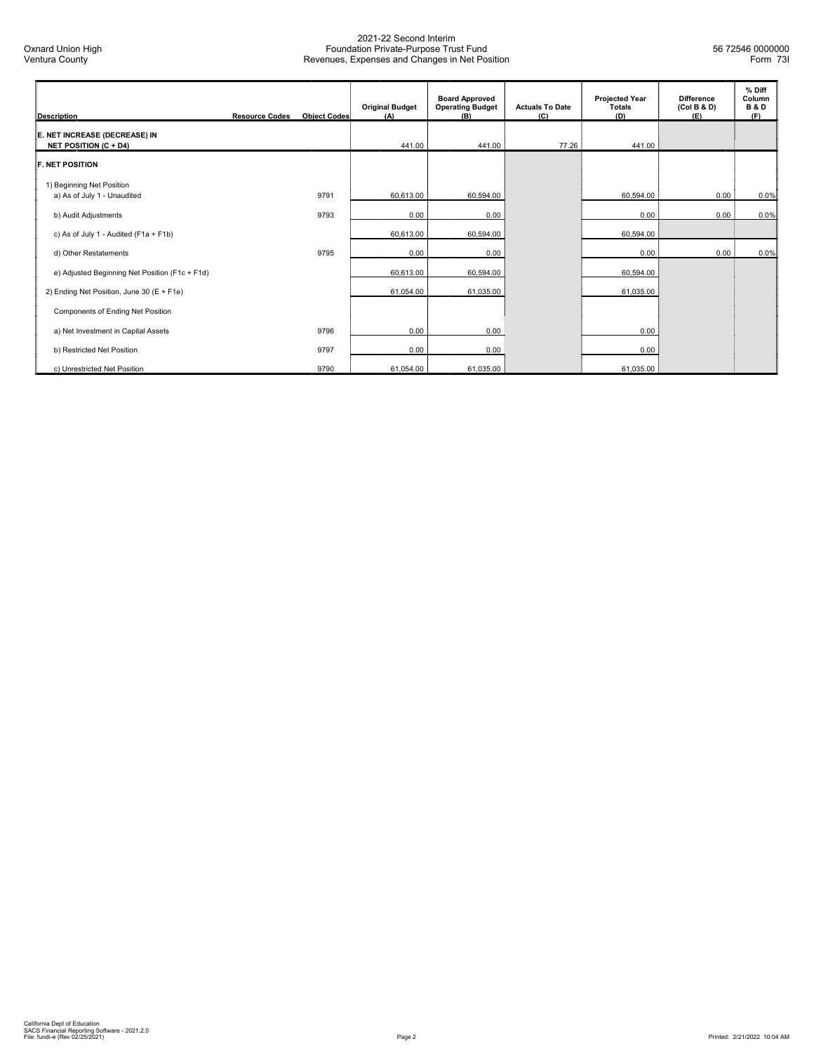| Description | Resource Codes | Object Codes | Original Budget (A) | Board Approved Operating Budget (B) | Actuals To Date (C) | Projected Year Totals (D) | Difference (Col B & D) (E) | % Diff Column B & D (F) |
|---|---|---|---|---|---|---|---|---|
| **E. NET INCREASE (DECREASE) IN NET POSITION (C + D4)** | | | 441.00 | 441.00 | 77.26 | 441.00 | | |
| **F. NET POSITION** | | | | | | | | |
| 1) Beginning Net Position | | | | | | | | |
| a) As of July 1 - Unaudited | | 9791 | 60,613.00 | 60,594.00 | | 60,594.00 | 0.00 | 0.0% |
| b) Audit Adjustments | | 9793 | 0.00 | 0.00 | | 0.00 | 0.00 | 0.0% |
| c) As of July 1 - Audited (F1a + F1b) | | | 60,613.00 | 60,594.00 | | 60,594.00 | | |
| d) Other Restatements | | 9795 | 0.00 | 0.00 | | 0.00 | 0.00 | 0.0% |
| e) Adjusted Beginning Net Position (F1c + F1d) | | | 60,613.00 | 60,594.00 | | 60,594.00 | | |
| 2) Ending Net Position, June 30 (E + F1e) | | | 61,054.00 | 61,035.00 | | 61,035.00 | | |
| Components of Ending Net Position | | | | | | | | |
| a) Net Investment in Capital Assets | | 9796 | 0.00 | 0.00 | | 0.00 | | |
| b) Restricted Net Position | | 9797 | 0.00 | 0.00 | | 0.00 | | |
| c) Unrestricted Net Position | | 9790 | 61,054.00 | 61,035.00 | | 61,035.00 | | |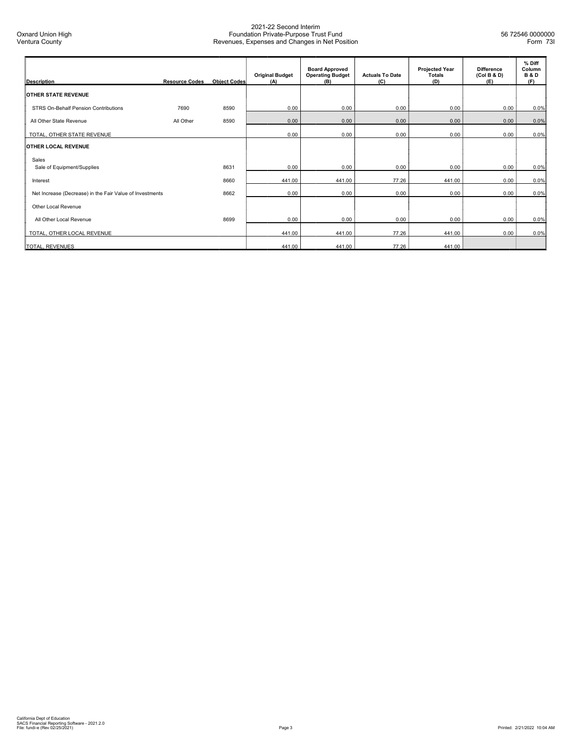Oxnard Union High
Ventura County

2021-22 Second Interim
Foundation Private-Purpose Trust Fund
Revenues, Expenses and Changes in Net Position

56 72546 0000000
Form 73I

| Description | Resource Codes | Object Codes | Original Budget (A) | Board Approved Operating Budget (B) | Actuals To Date (C) | Projected Year Totals (D) | Difference (Col B & D) (E) | % Diff Column B & D (F) |
|---|---|---|---|---|---|---|---|---|
| **OTHER STATE REVENUE** | | | | | | | | |
| STRS On-Behalf Pension Contributions | 7690 | 8590 | 0.00 | 0.00 | 0.00 | 0.00 | 0.00 | 0.0% |
| All Other State Revenue | All Other | 8590 | 0.00 | 0.00 | 0.00 | 0.00 | 0.00 | 0.0% |
| TOTAL, OTHER STATE REVENUE | | | 0.00 | 0.00 | 0.00 | 0.00 | 0.00 | 0.0% |
| **OTHER LOCAL REVENUE** | | | | | | | | |
| Sales | | | | | | | | |
| Sale of Equipment/Supplies | | 8631 | 0.00 | 0.00 | 0.00 | 0.00 | 0.00 | 0.0% |
| Interest | | 8660 | 441.00 | 441.00 | 77.26 | 441.00 | 0.00 | 0.0% |
| Net Increase (Decrease) in the Fair Value of Investments | | 8662 | 0.00 | 0.00 | 0.00 | 0.00 | 0.00 | 0.0% |
| Other Local Revenue | | | | | | | | |
| All Other Local Revenue | | 8699 | 0.00 | 0.00 | 0.00 | 0.00 | 0.00 | 0.0% |
| TOTAL, OTHER LOCAL REVENUE | | | 441.00 | 441.00 | 77.26 | 441.00 | 0.00 | 0.0% |
| TOTAL, REVENUES | | | 441.00 | 441.00 | 77.26 | 441.00 | | |

California Dept of Education
SACS Financial Reporting Software - 2021.2.0
File: fundi-e (Rev 02/25/2021)

Printed: 2/21/2022 10:04 AM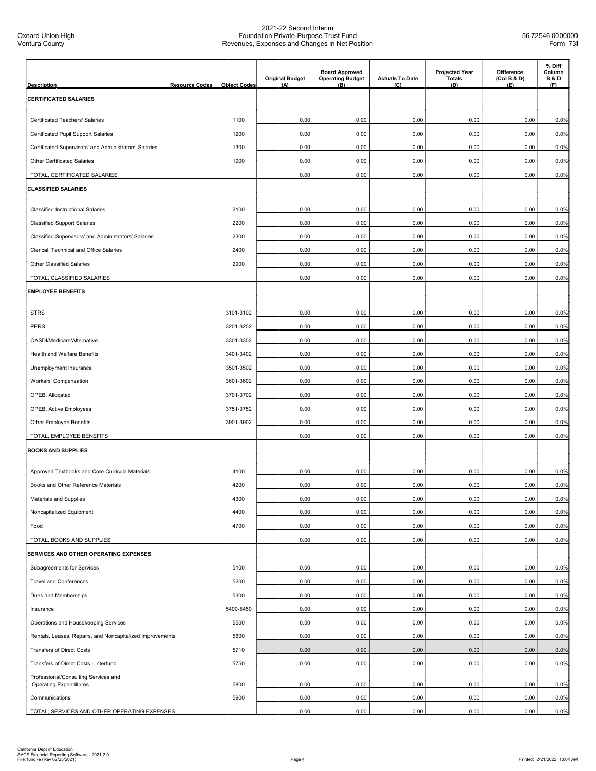2021-22 Second Interim
Foundation Private-Purpose Trust Fund
Revenues, Expenses and Changes in Net Position

Oxnard Union High
Ventura County

56 72546 0000000
Form 73I

| Description | Resource Codes | Object Codes | Original Budget (A) | Board Approved Operating Budget (B) | Actuals To Date (C) | Projected Year Totals (D) | Difference (Col B & D) (E) | % Diff Column B & D (F) |
|---|---|---|---|---|---|---|---|---|
| **CERTIFICATED SALARIES** | | | | | | | | |
| Certificated Teachers' Salaries | | 1100 | 0.00 | 0.00 | 0.00 | 0.00 | 0.00 | 0.0% |
| Certificated Pupil Support Salaries | | 1200 | 0.00 | 0.00 | 0.00 | 0.00 | 0.00 | 0.0% |
| Certificated Supervisors' and Administrators' Salaries | | 1300 | 0.00 | 0.00 | 0.00 | 0.00 | 0.00 | 0.0% |
| Other Certificated Salaries | | 1900 | 0.00 | 0.00 | 0.00 | 0.00 | 0.00 | 0.0% |
| TOTAL, CERTIFICATED SALARIES | | | 0.00 | 0.00 | 0.00 | 0.00 | 0.00 | 0.0% |
| **CLASSIFIED SALARIES** | | | | | | | | |
| Classified Instructional Salaries | | 2100 | 0.00 | 0.00 | 0.00 | 0.00 | 0.00 | 0.0% |
| Classified Support Salaries | | 2200 | 0.00 | 0.00 | 0.00 | 0.00 | 0.00 | 0.0% |
| Classified Supervisors' and Administrators' Salaries | | 2300 | 0.00 | 0.00 | 0.00 | 0.00 | 0.00 | 0.0% |
| Clerical, Technical and Office Salaries | | 2400 | 0.00 | 0.00 | 0.00 | 0.00 | 0.00 | 0.0% |
| Other Classified Salaries | | 2900 | 0.00 | 0.00 | 0.00 | 0.00 | 0.00 | 0.0% |
| TOTAL, CLASSIFIED SALARIES | | | 0.00 | 0.00 | 0.00 | 0.00 | 0.00 | 0.0% |
| **EMPLOYEE BENEFITS** | | | | | | | | |
| STRS | | 3101-3102 | 0.00 | 0.00 | 0.00 | 0.00 | 0.00 | 0.0% |
| PERS | | 3201-3202 | 0.00 | 0.00 | 0.00 | 0.00 | 0.00 | 0.0% |
| OASDI/Medicare/Alternative | | 3301-3302 | 0.00 | 0.00 | 0.00 | 0.00 | 0.00 | 0.0% |
| Health and Welfare Benefits | | 3401-3402 | 0.00 | 0.00 | 0.00 | 0.00 | 0.00 | 0.0% |
| Unemployment Insurance | | 3501-3502 | 0.00 | 0.00 | 0.00 | 0.00 | 0.00 | 0.0% |
| Workers' Compensation | | 3601-3602 | 0.00 | 0.00 | 0.00 | 0.00 | 0.00 | 0.0% |
| OPEB, Allocated | | 3701-3702 | 0.00 | 0.00 | 0.00 | 0.00 | 0.00 | 0.0% |
| OPEB, Active Employees | | 3751-3752 | 0.00 | 0.00 | 0.00 | 0.00 | 0.00 | 0.0% |
| Other Employee Benefits | | 3901-3902 | 0.00 | 0.00 | 0.00 | 0.00 | 0.00 | 0.0% |
| TOTAL, EMPLOYEE BENEFITS | | | 0.00 | 0.00 | 0.00 | 0.00 | 0.00 | 0.0% |
| **BOOKS AND SUPPLIES** | | | | | | | | |
| Approved Textbooks and Core Curricula Materials | | 4100 | 0.00 | 0.00 | 0.00 | 0.00 | 0.00 | 0.0% |
| Books and Other Reference Materials | | 4200 | 0.00 | 0.00 | 0.00 | 0.00 | 0.00 | 0.0% |
| Materials and Supplies | | 4300 | 0.00 | 0.00 | 0.00 | 0.00 | 0.00 | 0.0% |
| Noncapitalized Equipment | | 4400 | 0.00 | 0.00 | 0.00 | 0.00 | 0.00 | 0.0% |
| Food | | 4700 | 0.00 | 0.00 | 0.00 | 0.00 | 0.00 | 0.0% |
| TOTAL, BOOKS AND SUPPLIES | | | 0.00 | 0.00 | 0.00 | 0.00 | 0.00 | 0.0% |
| **SERVICES AND OTHER OPERATING EXPENSES** | | | | | | | | |
| Subagreements for Services | | 5100 | 0.00 | 0.00 | 0.00 | 0.00 | 0.00 | 0.0% |
| Travel and Conferences | | 5200 | 0.00 | 0.00 | 0.00 | 0.00 | 0.00 | 0.0% |
| Dues and Memberships | | 5300 | 0.00 | 0.00 | 0.00 | 0.00 | 0.00 | 0.0% |
| Insurance | | 5400-5450 | 0.00 | 0.00 | 0.00 | 0.00 | 0.00 | 0.0% |
| Operations and Housekeeping Services | | 5500 | 0.00 | 0.00 | 0.00 | 0.00 | 0.00 | 0.0% |
| Rentals, Leases, Repairs, and Noncapitalized Improvements | | 5600 | 0.00 | 0.00 | 0.00 | 0.00 | 0.00 | 0.0% |
| Transfers of Direct Costs | | 5710 | 0.00 | 0.00 | 0.00 | 0.00 | 0.00 | 0.0% |
| Transfers of Direct Costs - Interfund | | 5750 | 0.00 | 0.00 | 0.00 | 0.00 | 0.00 | 0.0% |
| Professional/Consulting Services and Operating Expenditures | | 5800 | 0.00 | 0.00 | 0.00 | 0.00 | 0.00 | 0.0% |
| Communications | | 5900 | 0.00 | 0.00 | 0.00 | 0.00 | 0.00 | 0.0% |
| TOTAL, SERVICES AND OTHER OPERATING EXPENSES | | | 0.00 | 0.00 | 0.00 | 0.00 | 0.00 | 0.0% |

California Dept of Education
SACS Financial Reporting Software - 2021.2.0
File: fundi-e (Rev 02/25/2021)

Printed: 2/21/2022 10:04 AM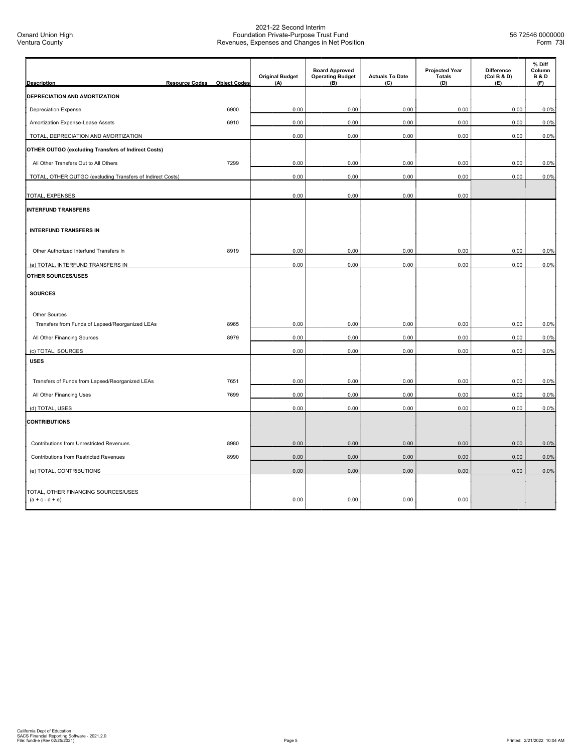2021-22 Second Interim
Foundation Private-Purpose Trust Fund
Revenues, Expenses and Changes in Net Position

Oxnard Union High
Ventura County

56 72546 0000000
Form 73I

| Description | Resource Codes | Object Codes | Original Budget (A) | Board Approved Operating Budget (B) | Actuals To Date (C) | Projected Year Totals (D) | Difference (Col B & D) (E) | % Diff Column B & D (F) |
|---|---|---|---|---|---|---|---|---|
| **DEPRECIATION AND AMORTIZATION** | | | | | | | | |
| Depreciation Expense | | 6900 | 0.00 | 0.00 | 0.00 | 0.00 | 0.00 | 0.0% |
| Amortization Expense-Lease Assets | | 6910 | 0.00 | 0.00 | 0.00 | 0.00 | 0.00 | 0.0% |
| TOTAL, DEPRECIATION AND AMORTIZATION | | | 0.00 | 0.00 | 0.00 | 0.00 | 0.00 | 0.0% |
| **OTHER OUTGO (excluding Transfers of Indirect Costs)** | | | | | | | | |
| All Other Transfers Out to All Others | | 7299 | 0.00 | 0.00 | 0.00 | 0.00 | 0.00 | 0.0% |
| TOTAL, OTHER OUTGO (excluding Transfers of Indirect Costs) | | | 0.00 | 0.00 | 0.00 | 0.00 | 0.00 | 0.0% |
| TOTAL, EXPENSES | | | 0.00 | 0.00 | 0.00 | 0.00 | | |
| **INTERFUND TRANSFERS** | | | | | | | | |
| **INTERFUND TRANSFERS IN** | | | | | | | | |
| Other Authorized Interfund Transfers In | | 8919 | 0.00 | 0.00 | 0.00 | 0.00 | 0.00 | 0.0% |
| (a) TOTAL, INTERFUND TRANSFERS IN | | | 0.00 | 0.00 | 0.00 | 0.00 | 0.00 | 0.0% |
| **OTHER SOURCES/USES** | | | | | | | | |
| **SOURCES** | | | | | | | | |
| Other Sources | | | | | | | | |
| Transfers from Funds of Lapsed/Reorganized LEAs | | 8965 | 0.00 | 0.00 | 0.00 | 0.00 | 0.00 | 0.0% |
| All Other Financing Sources | | 8979 | 0.00 | 0.00 | 0.00 | 0.00 | 0.00 | 0.0% |
| (c) TOTAL, SOURCES | | | 0.00 | 0.00 | 0.00 | 0.00 | 0.00 | 0.0% |
| **USES** | | | | | | | | |
| Transfers of Funds from Lapsed/Reorganized LEAs | | 7651 | 0.00 | 0.00 | 0.00 | 0.00 | 0.00 | 0.0% |
| All Other Financing Uses | | 7699 | 0.00 | 0.00 | 0.00 | 0.00 | 0.00 | 0.0% |
| (d) TOTAL, USES | | | 0.00 | 0.00 | 0.00 | 0.00 | 0.00 | 0.0% |
| **CONTRIBUTIONS** | | | | | | | | |
| Contributions from Unrestricted Revenues | | 8980 | 0.00 | 0.00 | 0.00 | 0.00 | 0.00 | 0.0% |
| Contributions from Restricted Revenues | | 8990 | 0.00 | 0.00 | 0.00 | 0.00 | 0.00 | 0.0% |
| (e) TOTAL, CONTRIBUTIONS | | | 0.00 | 0.00 | 0.00 | 0.00 | 0.00 | 0.0% |
| TOTAL, OTHER FINANCING SOURCES/USES (a + c - d + e) | | | 0.00 | 0.00 | 0.00 | 0.00 | | |

California Dept of Education
SACS Financial Reporting Software - 2021.2.0
File: fundi-e (Rev 02/25/2021)

Printed: 2/21/2022 10:04 AM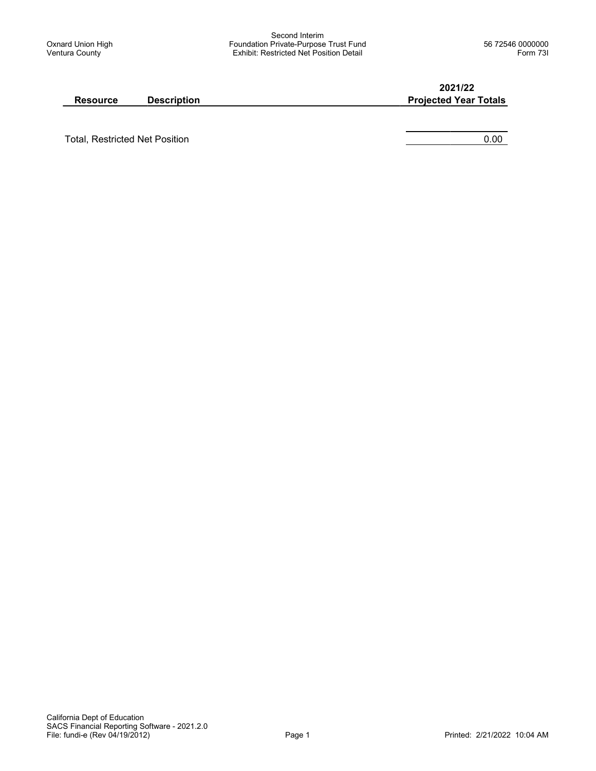Oxnard Union High
Ventura County

Second Interim
Foundation Private-Purpose Trust Fund
Exhibit: Restricted Net Position Detail

56 72546 0000000
Form 73I

| Resource | Description | 2021/22 Projected Year Totals |
|---|---|---|
| Total, Restricted Net Position | | 0.00 |

California Dept of Education
SACS Financial Reporting Software - 2021.2.0
File: fundi-e (Rev 04/19/2012)

Printed: 2/21/2022 10:04 AM